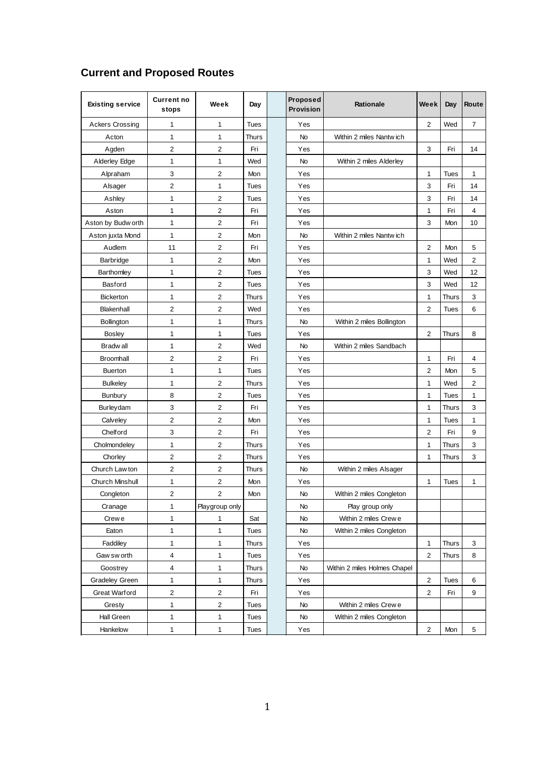## Current and Proposed Routes

| Existing service | Current no stops | Week | Day | | Proposed Provision | Rationale | Week | Day | Route |
|---|---|---|---|---|---|---|---|---|---|
| Ackers Crossing | 1 | 1 | Tues | | Yes | | 2 | Wed | 7 |
| Acton | 1 | 1 | Thurs | | No | Within 2 miles Nantwich | | | |
| Agden | 2 | 2 | Fri | | Yes | | 3 | Fri | 14 |
| Alderley Edge | 1 | 1 | Wed | | No | Within 2 miles Alderley | | | |
| Alpraham | 3 | 2 | Mon | | Yes | | 1 | Tues | 1 |
| Alsager | 2 | 1 | Tues | | Yes | | 3 | Fri | 14 |
| Ashley | 1 | 2 | Tues | | Yes | | 3 | Fri | 14 |
| Aston | 1 | 2 | Fri | | Yes | | 1 | Fri | 4 |
| Aston by Budworth | 1 | 2 | Fri | | Yes | | 3 | Mon | 10 |
| Aston juxta Mond | 1 | 2 | Mon | | No | Within 2 miles Nantwich | | | |
| Audlem | 11 | 2 | Fri | | Yes | | 2 | Mon | 5 |
| Barbridge | 1 | 2 | Mon | | Yes | | 1 | Wed | 2 |
| Barthomley | 1 | 2 | Tues | | Yes | | 3 | Wed | 12 |
| Basford | 1 | 2 | Tues | | Yes | | 3 | Wed | 12 |
| Bickerton | 1 | 2 | Thurs | | Yes | | 1 | Thurs | 3 |
| Blakenhall | 2 | 2 | Wed | | Yes | | 2 | Tues | 6 |
| Bollington | 1 | 1 | Thurs | | No | Within 2 miles Bollington | | | |
| Bosley | 1 | 1 | Tues | | Yes | | 2 | Thurs | 8 |
| Bradwall | 1 | 2 | Wed | | No | Within 2 miles Sandbach | | | |
| Broomhall | 2 | 2 | Fri | | Yes | | 1 | Fri | 4 |
| Buerton | 1 | 1 | Tues | | Yes | | 2 | Mon | 5 |
| Bulkeley | 1 | 2 | Thurs | | Yes | | 1 | Wed | 2 |
| Bunbury | 8 | 2 | Tues | | Yes | | 1 | Tues | 1 |
| Burleydam | 3 | 2 | Fri | | Yes | | 1 | Thurs | 3 |
| Calveley | 2 | 2 | Mon | | Yes | | 1 | Tues | 1 |
| Chelford | 3 | 2 | Fri | | Yes | | 2 | Fri | 9 |
| Cholmondeley | 1 | 2 | Thurs | | Yes | | 1 | Thurs | 3 |
| Chorley | 2 | 2 | Thurs | | Yes | | 1 | Thurs | 3 |
| Church Lawton | 2 | 2 | Thurs | | No | Within 2 miles Alsager | | | |
| Church Minshull | 1 | 2 | Mon | | Yes | | 1 | Tues | 1 |
| Congleton | 2 | 2 | Mon | | No | Within 2 miles Congleton | | | |
| Cranage | 1 | Playgroup only | | | No | Play group only | | | |
| Crewe | 1 | 1 | Sat | | No | Within 2 miles Crewe | | | |
| Eaton | 1 | 1 | Tues | | No | Within 2 miles Congleton | | | |
| Faddiley | 1 | 1 | Thurs | | Yes | | 1 | Thurs | 3 |
| Gawsworth | 4 | 1 | Tues | | Yes | | 2 | Thurs | 8 |
| Goostrey | 4 | 1 | Thurs | | No | Within 2 miles Holmes Chapel | | | |
| Gradeley Green | 1 | 1 | Thurs | | Yes | | 2 | Tues | 6 |
| Great Warford | 2 | 2 | Fri | | Yes | | 2 | Fri | 9 |
| Gresty | 1 | 2 | Tues | | No | Within 2 miles Crewe | | | |
| Hall Green | 1 | 1 | Tues | | No | Within 2 miles Congleton | | | |
| Hankelow | 1 | 1 | Tues | | Yes | | 2 | Mon | 5 |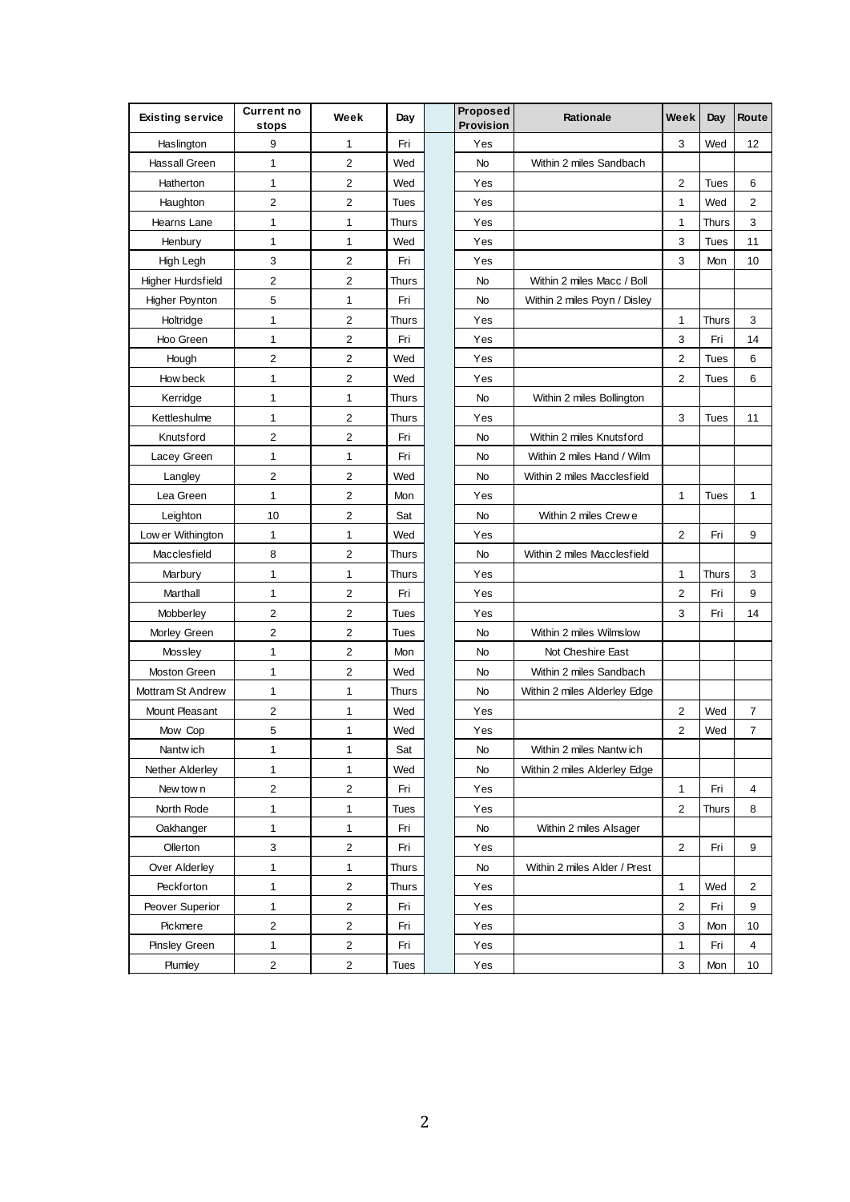| Existing service | Current no stops | Week | Day | | Proposed Provision | Rationale | Week | Day | Route |
|---|---|---|---|---|---|---|---|---|---|
| Haslington | 9 | 1 | Fri | | Yes | | 3 | Wed | 12 |
| Hassall Green | 1 | 2 | Wed | | No | Within 2 miles Sandbach | | | |
| Hatherton | 1 | 2 | Wed | | Yes | | 2 | Tues | 6 |
| Haughton | 2 | 2 | Tues | | Yes | | 1 | Wed | 2 |
| Hearns Lane | 1 | 1 | Thurs | | Yes | | 1 | Thurs | 3 |
| Henbury | 1 | 1 | Wed | | Yes | | 3 | Tues | 11 |
| High Legh | 3 | 2 | Fri | | Yes | | 3 | Mon | 10 |
| Higher Hurdsfield | 2 | 2 | Thurs | | No | Within 2 miles Macc / Boll | | | |
| Higher Poynton | 5 | 1 | Fri | | No | Within 2 miles Poyn / Disley | | | |
| Holtridge | 1 | 2 | Thurs | | Yes | | 1 | Thurs | 3 |
| Hoo Green | 1 | 2 | Fri | | Yes | | 3 | Fri | 14 |
| Hough | 2 | 2 | Wed | | Yes | | 2 | Tues | 6 |
| Howbeck | 1 | 2 | Wed | | Yes | | 2 | Tues | 6 |
| Kerridge | 1 | 1 | Thurs | | No | Within 2 miles Bollington | | | |
| Kettleshulme | 1 | 2 | Thurs | | Yes | | 3 | Tues | 11 |
| Knutsford | 2 | 2 | Fri | | No | Within 2 miles Knutsford | | | |
| Lacey Green | 1 | 1 | Fri | | No | Within 2 miles Hand / Wilm | | | |
| Langley | 2 | 2 | Wed | | No | Within 2 miles Macclesfield | | | |
| Lea Green | 1 | 2 | Mon | | Yes | | 1 | Tues | 1 |
| Leighton | 10 | 2 | Sat | | No | Within 2 miles Crewe | | | |
| Lower Withington | 1 | 1 | Wed | | Yes | | 2 | Fri | 9 |
| Macclesfield | 8 | 2 | Thurs | | No | Within 2 miles Macclesfield | | | |
| Marbury | 1 | 1 | Thurs | | Yes | | 1 | Thurs | 3 |
| Marthall | 1 | 2 | Fri | | Yes | | 2 | Fri | 9 |
| Mobberley | 2 | 2 | Tues | | Yes | | 3 | Fri | 14 |
| Morley Green | 2 | 2 | Tues | | No | Within 2 miles Wilmslow | | | |
| Mossley | 1 | 2 | Mon | | No | Not Cheshire East | | | |
| Moston Green | 1 | 2 | Wed | | No | Within 2 miles Sandbach | | | |
| Mottram St Andrew | 1 | 1 | Thurs | | No | Within 2 miles Alderley Edge | | | |
| Mount Pleasant | 2 | 1 | Wed | | Yes | | 2 | Wed | 7 |
| Mow Cop | 5 | 1 | Wed | | Yes | | 2 | Wed | 7 |
| Nantwich | 1 | 1 | Sat | | No | Within 2 miles Nantwich | | | |
| Nether Alderley | 1 | 1 | Wed | | No | Within 2 miles Alderley Edge | | | |
| Newtown | 2 | 2 | Fri | | Yes | | 1 | Fri | 4 |
| North Rode | 1 | 1 | Tues | | Yes | | 2 | Thurs | 8 |
| Oakhanger | 1 | 1 | Fri | | No | Within 2 miles Alsager | | | |
| Ollerton | 3 | 2 | Fri | | Yes | | 2 | Fri | 9 |
| Over Alderley | 1 | 1 | Thurs | | No | Within 2 miles Alder / Prest | | | |
| Peckforton | 1 | 2 | Thurs | | Yes | | 1 | Wed | 2 |
| Peover Superior | 1 | 2 | Fri | | Yes | | 2 | Fri | 9 |
| Pickmere | 2 | 2 | Fri | | Yes | | 3 | Mon | 10 |
| Pinsley Green | 1 | 2 | Fri | | Yes | | 1 | Fri | 4 |
| Plumley | 2 | 2 | Tues | | Yes | | 3 | Mon | 10 |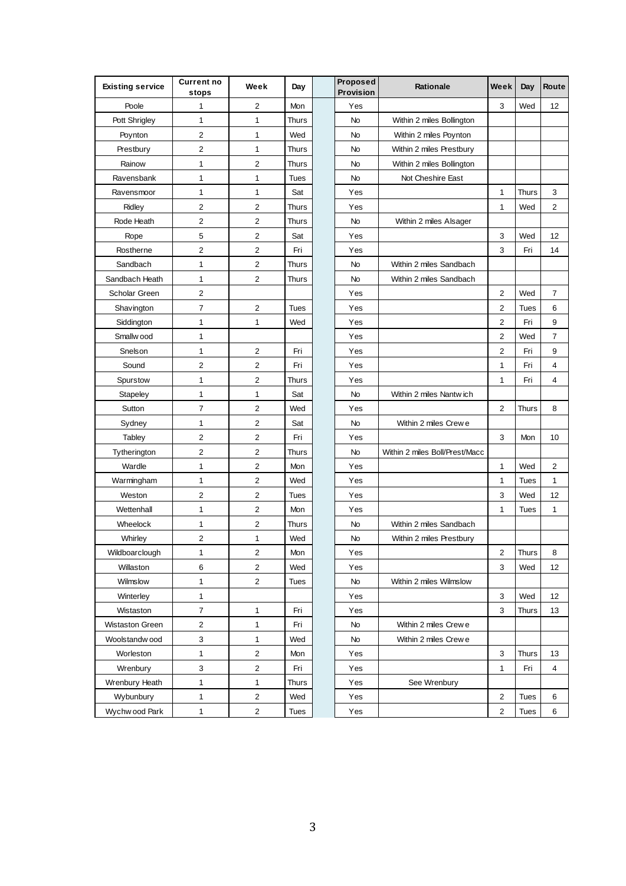| Existing service | Current no stops | Week | Day | | Proposed Provision | Rationale | Week | Day | Route |
|---|---|---|---|---|---|---|---|---|---|
| Poole | 1 | 2 | Mon | | Yes | | 3 | Wed | 12 |
| Pott Shrigley | 1 | 1 | Thurs | | No | Within 2 miles Bollington | | | |
| Poynton | 2 | 1 | Wed | | No | Within 2 miles Poynton | | | |
| Prestbury | 2 | 1 | Thurs | | No | Within 2 miles Prestbury | | | |
| Rainow | 1 | 2 | Thurs | | No | Within 2 miles Bollington | | | |
| Ravensbank | 1 | 1 | Tues | | No | Not Cheshire East | | | |
| Ravensmoor | 1 | 1 | Sat | | Yes | | 1 | Thurs | 3 |
| Ridley | 2 | 2 | Thurs | | Yes | | 1 | Wed | 2 |
| Rode Heath | 2 | 2 | Thurs | | No | Within 2 miles Alsager | | | |
| Rope | 5 | 2 | Sat | | Yes | | 3 | Wed | 12 |
| Rostherne | 2 | 2 | Fri | | Yes | | 3 | Fri | 14 |
| Sandbach | 1 | 2 | Thurs | | No | Within 2 miles Sandbach | | | |
| Sandbach Heath | 1 | 2 | Thurs | | No | Within 2 miles Sandbach | | | |
| Scholar Green | 2 | | | | Yes | | 2 | Wed | 7 |
| Shavington | 7 | 2 | Tues | | Yes | | 2 | Tues | 6 |
| Siddington | 1 | 1 | Wed | | Yes | | 2 | Fri | 9 |
| Smallwood | 1 | | | | Yes | | 2 | Wed | 7 |
| Snelson | 1 | 2 | Fri | | Yes | | 2 | Fri | 9 |
| Sound | 2 | 2 | Fri | | Yes | | 1 | Fri | 4 |
| Spurstow | 1 | 2 | Thurs | | Yes | | 1 | Fri | 4 |
| Stapeley | 1 | 1 | Sat | | No | Within 2 miles Nantwich | | | |
| Sutton | 7 | 2 | Wed | | Yes | | 2 | Thurs | 8 |
| Sydney | 1 | 2 | Sat | | No | Within 2 miles Crewe | | | |
| Tabley | 2 | 2 | Fri | | Yes | | 3 | Mon | 10 |
| Tytherington | 2 | 2 | Thurs | | No | Within 2 miles Boll/Prest/Macc | | | |
| Wardle | 1 | 2 | Mon | | Yes | | 1 | Wed | 2 |
| Warmingham | 1 | 2 | Wed | | Yes | | 1 | Tues | 1 |
| Weston | 2 | 2 | Tues | | Yes | | 3 | Wed | 12 |
| Wettenhall | 1 | 2 | Mon | | Yes | | 1 | Tues | 1 |
| Wheelock | 1 | 2 | Thurs | | No | Within 2 miles Sandbach | | | |
| Whirley | 2 | 1 | Wed | | No | Within 2 miles Prestbury | | | |
| Wildboarclough | 1 | 2 | Mon | | Yes | | 2 | Thurs | 8 |
| Willaston | 6 | 2 | Wed | | Yes | | 3 | Wed | 12 |
| Wilmslow | 1 | 2 | Tues | | No | Within 2 miles Wilmslow | | | |
| Winterley | 1 | | | | Yes | | 3 | Wed | 12 |
| Wistaston | 7 | 1 | Fri | | Yes | | 3 | Thurs | 13 |
| Wistaston Green | 2 | 1 | Fri | | No | Within 2 miles Crewe | | | |
| Woolstandwood | 3 | 1 | Wed | | No | Within 2 miles Crewe | | | |
| Worleston | 1 | 2 | Mon | | Yes | | 3 | Thurs | 13 |
| Wrenbury | 3 | 2 | Fri | | Yes | | 1 | Fri | 4 |
| Wrenbury Heath | 1 | 1 | Thurs | | Yes | See Wrenbury | | | |
| Wybunbury | 1 | 2 | Wed | | Yes | | 2 | Tues | 6 |
| Wychwood Park | 1 | 2 | Tues | | Yes | | 2 | Tues | 6 |